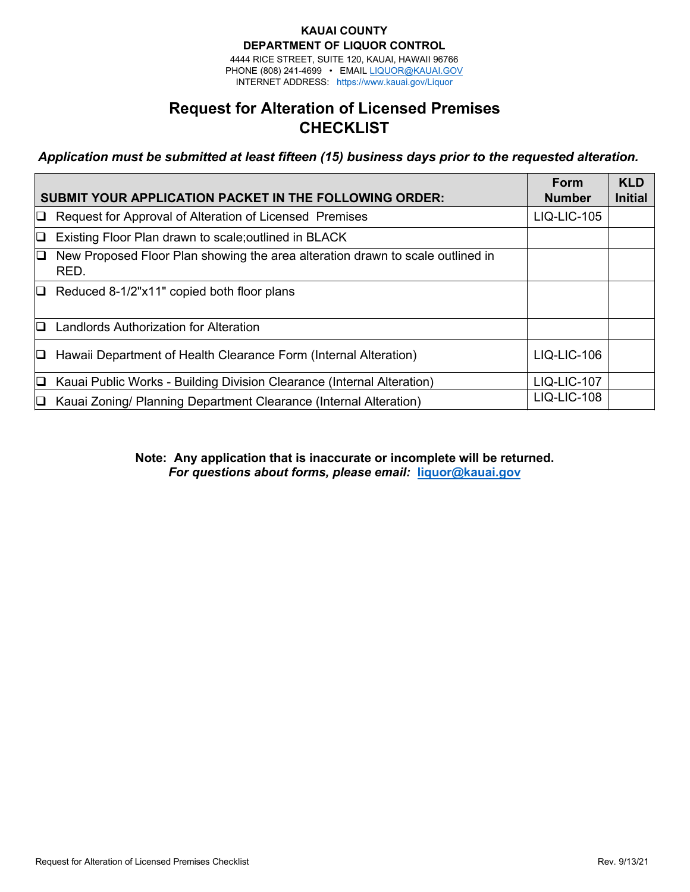**KAUAI COUNTY**
**DEPARTMENT OF LIQUOR CONTROL**
4444 RICE STREET, SUITE 120, KAUAI, HAWAII 96766
PHONE (808) 241-4699 • EMAIL LIQUOR@KAUAI.GOV
INTERNET ADDRESS: https://www.kauai.gov/Liquor

# Request for Alteration of Licensed Premises CHECKLIST

***Application must be submitted at least fifteen (15) business days prior to the requested alteration.***

| SUBMIT YOUR APPLICATION PACKET IN THE FOLLOWING ORDER: | Form Number | KLD Initial |
|---|---|---|
| ❑ Request for Approval of Alteration of Licensed Premises | LIQ-LIC-105 | |
| ❑ Existing Floor Plan drawn to scale;outlined in BLACK | | |
| ❑ New Proposed Floor Plan showing the area alteration drawn to scale outlined in RED. | | |
| ❑ Reduced 8-1/2"x11" copied both floor plans | | |
| ❑ Landlords Authorization for Alteration | | |
| ❑ Hawaii Department of Health Clearance Form (Internal Alteration) | LIQ-LIC-106 | |
| ❑ Kauai Public Works - Building Division Clearance (Internal Alteration) | LIQ-LIC-107 | |
| ❑ Kauai Zoning/ Planning Department Clearance (Internal Alteration) | LIQ-LIC-108 | |

**Note: Any application that is inaccurate or incomplete will be returned.**
***For questions about forms, please email: liquor@kauai.gov***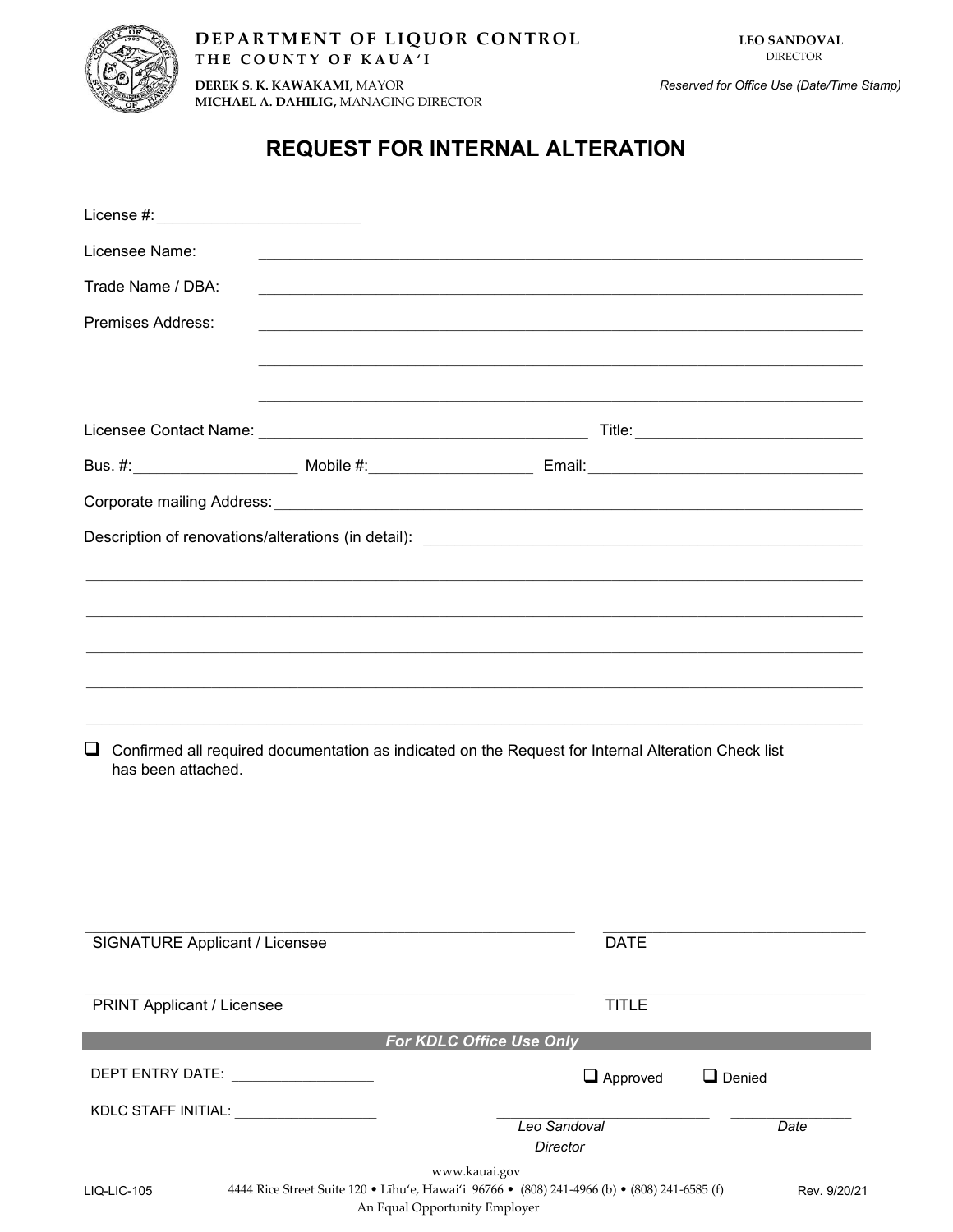**DEPARTMENT OF LIQUOR CONTROL**
**THE COUNTY OF KAUA'I**

**DEREK S. K. KAWAKAMI,** MAYOR
**MICHAEL A. DAHILIG,** MANAGING DIRECTOR

**LEO SANDOVAL**
DIRECTOR

*Reserved for Office Use (Date/Time Stamp)*

# REQUEST FOR INTERNAL ALTERATION

License #: ________________________

Licensee Name: ________________________________________________________________________

Trade Name / DBA: ________________________________________________________________________

Premises Address: ________________________________________________________________________

________________________________________________________________________

________________________________________________________________________

Licensee Contact Name: ________________________________________ Title: ____________________________

Bus. #: ____________________ Mobile #: ____________________ Email: ________________________________

Corporate mailing Address: ________________________________________________________________________

Description of renovations/alterations (in detail): ________________________________________________

________________________________________________________________________________________

________________________________________________________________________________________

________________________________________________________________________________________

________________________________________________________________________________________

________________________________________________________________________________________

☐ Confirmed all required documentation as indicated on the Request for Internal Alteration Check list has been attached.

______________________________________________ ______________________
SIGNATURE Applicant / Licensee DATE

______________________________________________ ______________________
PRINT Applicant / Licensee TITLE

***For KDLC Office Use Only***

DEPT ENTRY DATE: __________________ ☐ Approved ☐ Denied

KDLC STAFF INITIAL: __________________

____________________________ ________________
*Leo Sandoval* *Date*
*Director*

www.kauai.gov

4444 Rice Street Suite 120 • Līhu'e, Hawai'i 96766 • (808) 241-4966 (b) • (808) 241-6585 (f)

An Equal Opportunity Employer

LIQ-LIC-105 Rev. 9/20/21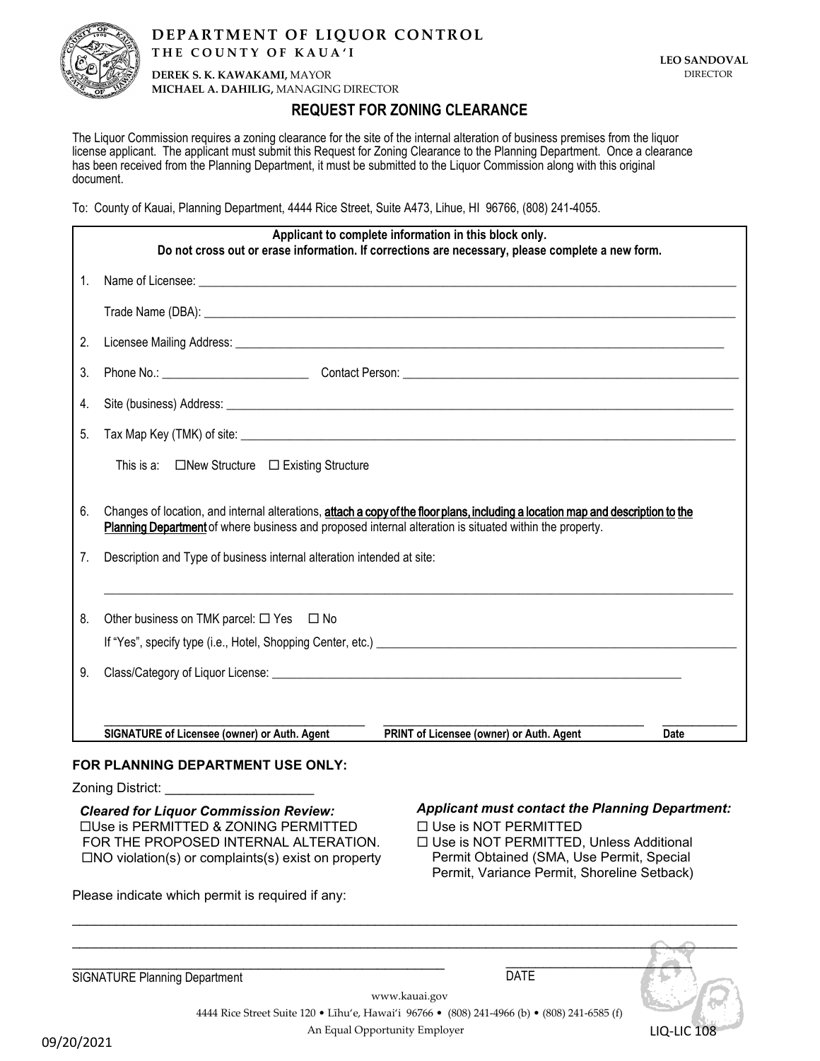**DEPARTMENT OF LIQUOR CONTROL**
**THE COUNTY OF KAUA'I**

**DEREK S. K. KAWAKAMI,** MAYOR
**MICHAEL A. DAHILIG,** MANAGING DIRECTOR

**LEO SANDOVAL**
DIRECTOR

# REQUEST FOR ZONING CLEARANCE

The Liquor Commission requires a zoning clearance for the site of the internal alteration of business premises from the liquor license applicant. The applicant must submit this Request for Zoning Clearance to the Planning Department. Once a clearance has been received from the Planning Department, it must be submitted to the Liquor Commission along with this original document.

To: County of Kauai, Planning Department, 4444 Rice Street, Suite A473, Lihue, HI 96766, (808) 241-4055.

**Applicant to complete information in this block only.**
**Do not cross out or erase information. If corrections are necessary, please complete a new form.**

1. Name of Licensee: ____________________

   Trade Name (DBA): ____________________

2. Licensee Mailing Address: ____________________

3. Phone No.: ____________________ Contact Person: ____________________

4. Site (business) Address: ____________________

5. Tax Map Key (TMK) of site: ____________________

   This is a: ☐ New Structure ☐ Existing Structure

6. Changes of location, and internal alterations, **attach a copy of the floor plans, including a location map and description to the Planning Department** of where business and proposed internal alteration is situated within the property.

7. Description and Type of business internal alteration intended at site:

   ____________________

8. Other business on TMK parcel: ☐ Yes ☐ No

   If "Yes", specify type (i.e., Hotel, Shopping Center, etc.) ____________________

9. Class/Category of Liquor License: ____________________

____________________ ____________________ ____________________
**SIGNATURE of Licensee (owner) or Auth. Agent** **PRINT of Licensee (owner) or Auth. Agent** **Date**

### FOR PLANNING DEPARTMENT USE ONLY:

Zoning District: ____________________

***Cleared for Liquor Commission Review:***

☐ Use is PERMITTED & ZONING PERMITTED FOR THE PROPOSED INTERNAL ALTERATION.
☐ NO violation(s) or complaints(s) exist on property

***Applicant must contact the Planning Department:***

☐ Use is NOT PERMITTED
☐ Use is NOT PERMITTED, Unless Additional Permit Obtained (SMA, Use Permit, Special Permit, Variance Permit, Shoreline Setback)

Please indicate which permit is required if any:

____________________

____________________

____________________ ____________________
SIGNATURE Planning Department DATE

www.kauai.gov
4444 Rice Street Suite 120 • Līhuʻe, Hawaiʻi 96766 • (808) 241-4966 (b) • (808) 241-6585 (f)
An Equal Opportunity Employer

LIQ-LIC 108

09/20/2021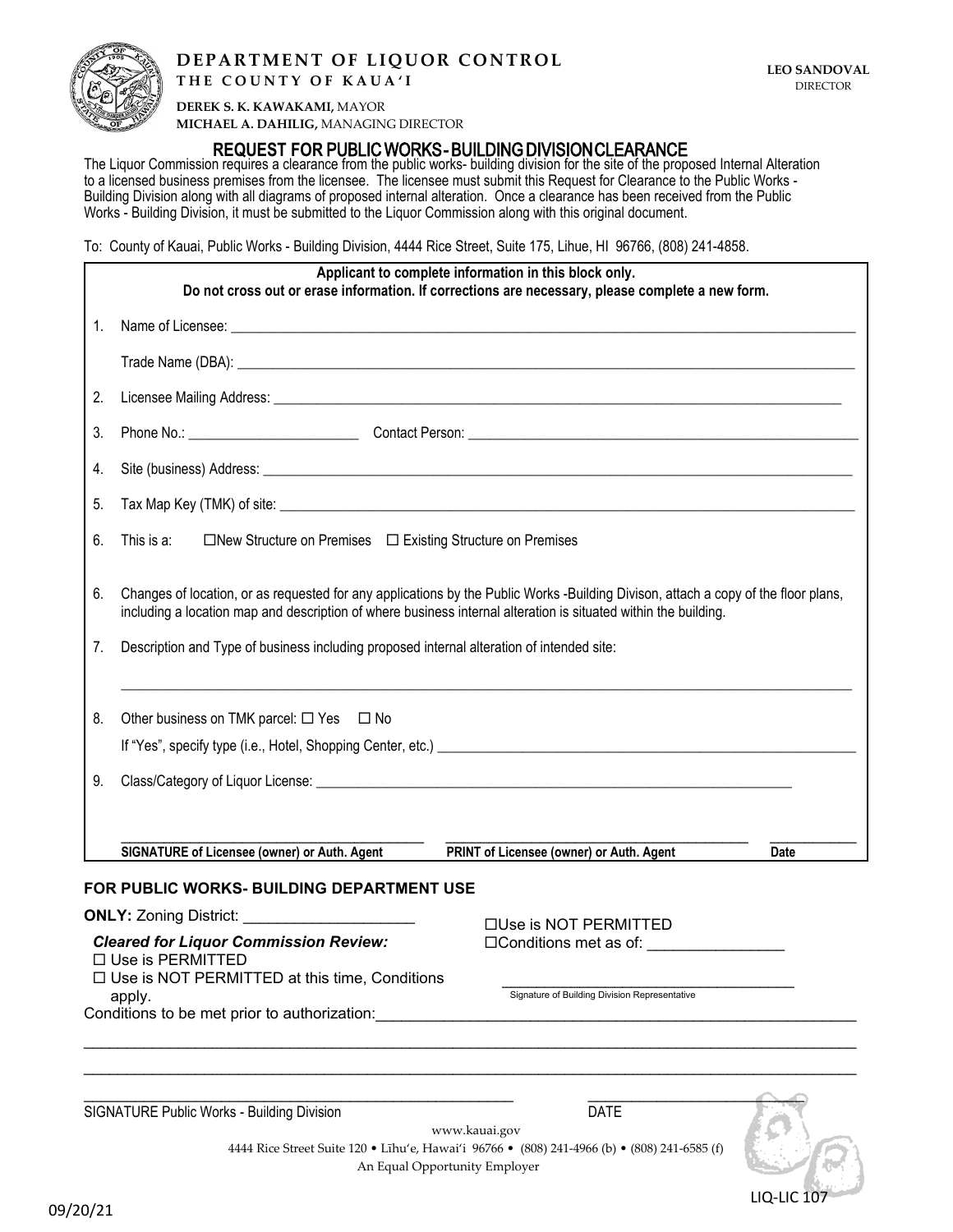**DEPARTMENT OF LIQUOR CONTROL**
**THE COUNTY OF KAUA'I**

**DEREK S. K. KAWAKAMI,** MAYOR
**MICHAEL A. DAHILIG,** MANAGING DIRECTOR

**LEO SANDOVAL**
DIRECTOR

## REQUEST FOR PUBLIC WORKS - BUILDING DIVISION CLEARANCE

The Liquor Commission requires a clearance from the public works- building division for the site of the proposed Internal Alteration to a licensed business premises from the licensee. The licensee must submit this Request for Clearance to the Public Works - Building Division along with all diagrams of proposed internal alteration. Once a clearance has been received from the Public Works - Building Division, it must be submitted to the Liquor Commission along with this original document.

To: County of Kauai, Public Works - Building Division, 4444 Rice Street, Suite 175, Lihue, HI 96766, (808) 241-4858.

**Applicant to complete information in this block only.**
**Do not cross out or erase information. If corrections are necessary, please complete a new form.**

1. Name of Licensee: ______________________

   Trade Name (DBA): ______________________

2. Licensee Mailing Address: ______________________

3. Phone No.: ______________ Contact Person: ______________________

4. Site (business) Address: ______________________

5. Tax Map Key (TMK) of site: ______________________

6. This is a: ☐ New Structure on Premises ☐ Existing Structure on Premises

6. Changes of location, or as requested for any applications by the Public Works -Building Divison, attach a copy of the floor plans, including a location map and description of where business internal alteration is situated within the building.

7. Description and Type of business including proposed internal alteration of intended site:

   ______________________

8. Other business on TMK parcel: ☐ Yes ☐ No

   If "Yes", specify type (i.e., Hotel, Shopping Center, etc.) ______________________

9. Class/Category of Liquor License: ______________________

______________________ ______________________ ____________
**SIGNATURE of Licensee (owner) or Auth. Agent** **PRINT of Licensee (owner) or Auth. Agent** **Date**

### FOR PUBLIC WORKS- BUILDING DEPARTMENT USE

**ONLY:** Zoning District: ______________

***Cleared for Liquor Commission Review:***

☐ Use is PERMITTED

☐ Use is NOT PERMITTED at this time, Conditions apply.

☐ Use is NOT PERMITTED

☐ Conditions met as of: ______________

______________________
Signature of Building Division Representative

Conditions to be met prior to authorization: ______________________

______________________

______________________

______________________ ______________
SIGNATURE Public Works - Building Division DATE

www.kauai.gov
4444 Rice Street Suite 120 • Līhu'e, Hawai'i 96766 • (808) 241-4966 (b) • (808) 241-6585 (f)
An Equal Opportunity Employer

LIQ-LIC 107

09/20/21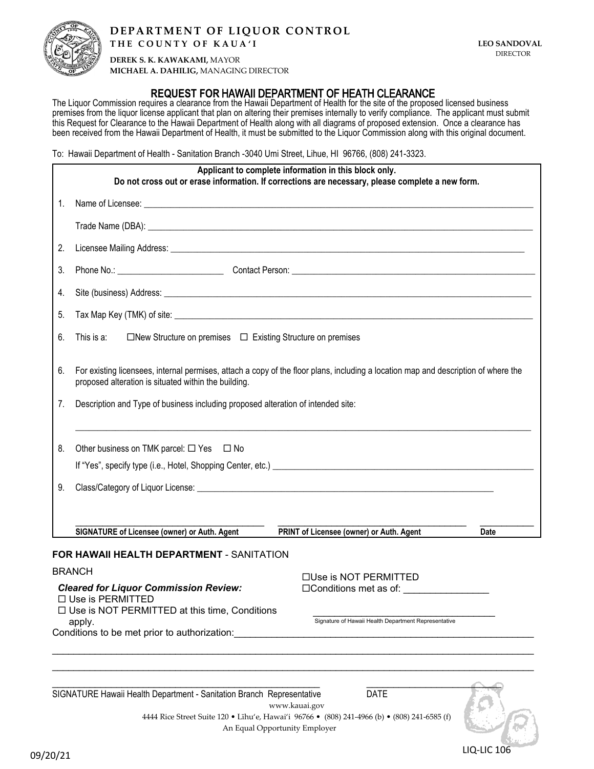**DEPARTMENT OF LIQUOR CONTROL**
**THE COUNTY OF KAUA'I**

**DEREK S. K. KAWAKAMI,** MAYOR
**MICHAEL A. DAHILIG,** MANAGING DIRECTOR

**LEO SANDOVAL**
DIRECTOR

# REQUEST FOR HAWAII DEPARTMENT OF HEATH CLEARANCE

The Liquor Commission requires a clearance from the Hawaii Department of Health for the site of the proposed licensed business premises from the liquor license applicant that plan on altering their premises internally to verify compliance. The applicant must submit this Request for Clearance to the Hawaii Department of Health along with all diagrams of proposed extension. Once a clearance has been received from the Hawaii Department of Health, it must be submitted to the Liquor Commission along with this original document.

To: Hawaii Department of Health - Sanitation Branch -3040 Umi Street, Lihue, HI 96766, (808) 241-3323.

**Applicant to complete information in this block only.**
**Do not cross out or erase information. If corrections are necessary, please complete a new form.**

1. Name of Licensee: ______________________________

   Trade Name (DBA): ______________________________

2. Licensee Mailing Address: ______________________________

3. Phone No.: ____________ Contact Person: ______________________________

4. Site (business) Address: ______________________________

5. Tax Map Key (TMK) of site: ______________________________

6. This is a: ☐New Structure on premises ☐ Existing Structure on premises

6. For existing licensees, internal permises, attach a copy of the floor plans, including a location map and description of where the proposed alteration is situated within the building.

7. Description and Type of business including proposed alteration of intended site:

   ______________________________

8. Other business on TMK parcel: ☐ Yes ☐ No

   If "Yes", specify type (i.e., Hotel, Shopping Center, etc.) ______________________________

9. Class/Category of Liquor License: ______________________________

______________________________ ______________________________ ____________
**SIGNATURE of Licensee (owner) or Auth. Agent** **PRINT of Licensee (owner) or Auth. Agent** **Date**

**FOR HAWAII HEALTH DEPARTMENT** - SANITATION BRANCH

***Cleared for Liquor Commission Review:***
☐ Use is PERMITTED
☐ Use is NOT PERMITTED at this time, Conditions apply.

☐Use is NOT PERMITTED
☐Conditions met as of: ____________

______________________________
Signature of Hawaii Health Department Representative

Conditions to be met prior to authorization: ______________________________

______________________________

______________________________

______________________________ ____________
SIGNATURE Hawaii Health Department - Sanitation Branch Representative DATE

www.kauai.gov
4444 Rice Street Suite 120 • Līhu'e, Hawai'i 96766 • (808) 241-4966 (b) • (808) 241-6585 (f)
An Equal Opportunity Employer

09/20/21

LIQ-LIC 106